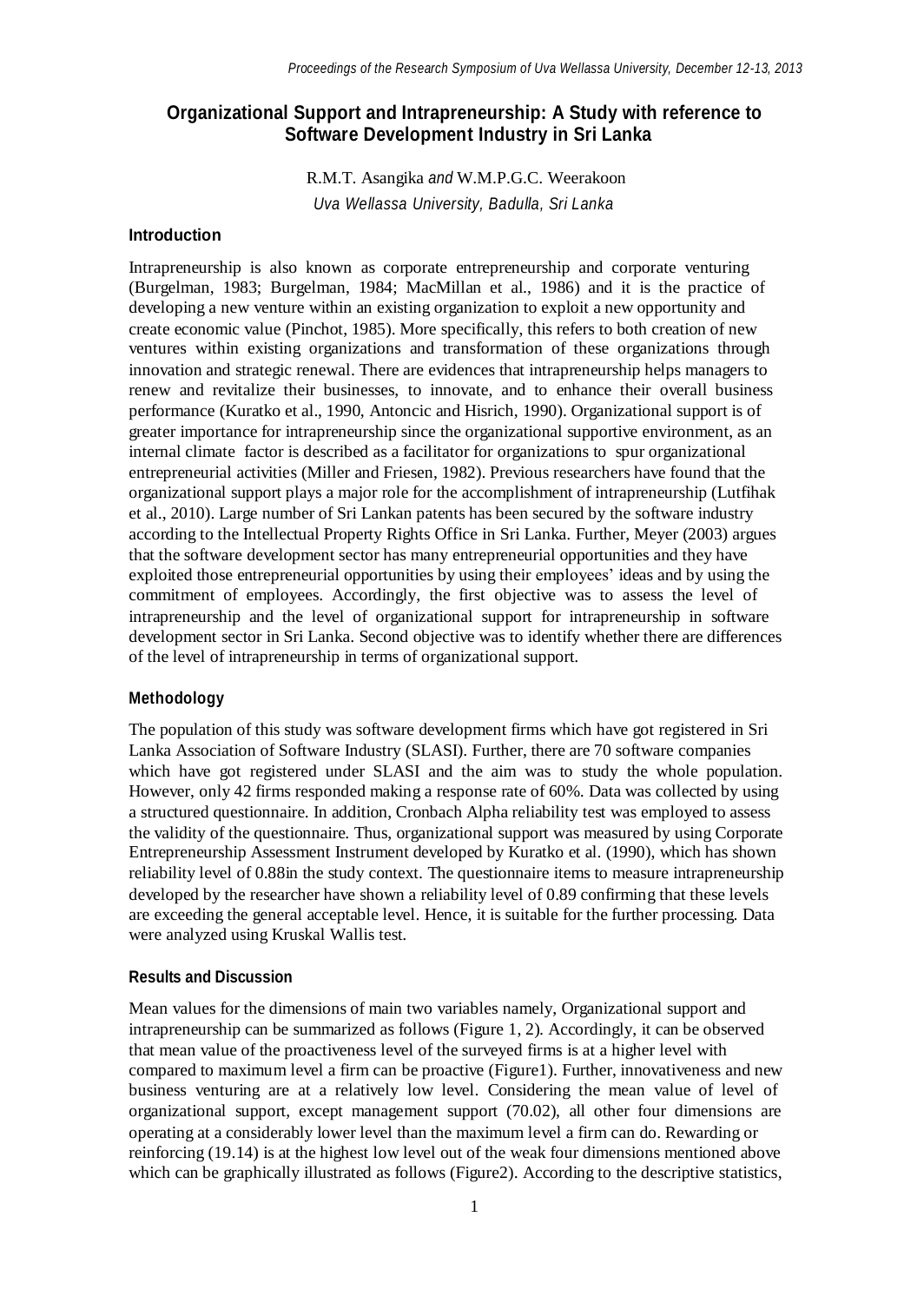# Organizational Support and Intrapreneurship: A Study with reference to Software Development Industry in Sri Lanka

R.M.T. Asangika *and* W.M.P.G.C. Weerakoon

*Uva Wellassa University, Badulla, Sri Lanka*

## Introduction

Intrapreneurship is also known as corporate entrepreneurship and corporate venturing (Burgelman, 1983; Burgelman, 1984; MacMillan et al., 1986) and it is the practice of developing a new venture within an existing organization to exploit a new opportunity and create economic value (Pinchot, 1985). More specifically, this refers to both creation of new ventures within existing organizations and transformation of these organizations through innovation and strategic renewal. There are evidences that intrapreneurship helps managers to renew and revitalize their businesses, to innovate, and to enhance their overall business performance (Kuratko et al., 1990, Antoncic and Hisrich, 1990). Organizational support is of greater importance for intrapreneurship since the organizational supportive environment, as an internal climate factor is described as a facilitator for organizations to spur organizational entrepreneurial activities (Miller and Friesen, 1982). Previous researchers have found that the organizational support plays a major role for the accomplishment of intrapreneurship (Lutfihak et al., 2010). Large number of Sri Lankan patents has been secured by the software industry according to the Intellectual Property Rights Office in Sri Lanka. Further, Meyer (2003) argues that the software development sector has many entrepreneurial opportunities and they have exploited those entrepreneurial opportunities by using their employees' ideas and by using the commitment of employees. Accordingly, the first objective was to assess the level of intrapreneurship and the level of organizational support for intrapreneurship in software development sector in Sri Lanka. Second objective was to identify whether there are differences of the level of intrapreneurship in terms of organizational support.

## Methodology

The population of this study was software development firms which have got registered in Sri Lanka Association of Software Industry (SLASI). Further, there are 70 software companies which have got registered under SLASI and the aim was to study the whole population. However, only 42 firms responded making a response rate of 60%. Data was collected by using a structured questionnaire. In addition, Cronbach Alpha reliability test was employed to assess the validity of the questionnaire. Thus, organizational support was measured by using Corporate Entrepreneurship Assessment Instrument developed by Kuratko et al. (1990), which has shown reliability level of 0.88in the study context. The questionnaire items to measure intrapreneurship developed by the researcher have shown a reliability level of 0.89 confirming that these levels are exceeding the general acceptable level. Hence, it is suitable for the further processing. Data were analyzed using Kruskal Wallis test.

## Results and Discussion

Mean values for the dimensions of main two variables namely, Organizational support and intrapreneurship can be summarized as follows (Figure 1, 2). Accordingly, it can be observed that mean value of the proactiveness level of the surveyed firms is at a higher level with compared to maximum level a firm can be proactive (Figure1). Further, innovativeness and new business venturing are at a relatively low level. Considering the mean value of level of organizational support, except management support (70.02), all other four dimensions are operating at a considerably lower level than the maximum level a firm can do. Rewarding or reinforcing (19.14) is at the highest low level out of the weak four dimensions mentioned above which can be graphically illustrated as follows (Figure2). According to the descriptive statistics,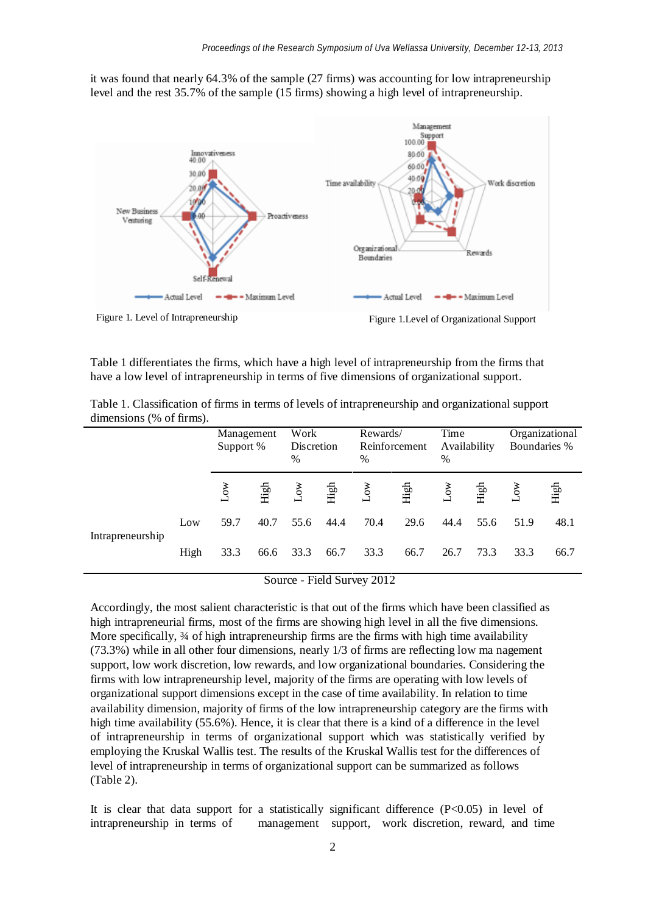it was found that nearly 64.3% of the sample (27 firms) was accounting for low intrapreneurship level and the rest 35.7% of the sample (15 firms) showing a high level of intrapreneurship.

Figure 1. Level of Intrapreneurship

Figure 1.Level of Organizational Support

Table 1 differentiates the firms, which have a high level of intrapreneurship from the firms that have a low level of intrapreneurship in terms of five dimensions of organizational support.

Table 1. Classification of firms in terms of levels of intrapreneurship and organizational support dimensions (% of firms).

| | | Management Support % | | Work Discretion % | | Rewards/ Reinforcement % | | Time Availability % | | Organizational Boundaries % | |
|---|---|---|---|---|---|---|---|---|---|---|---|
| | | Low | High | Low | High | Low | High | Low | High | Low | High |
| Intrapreneurship | Low | 59.7 | 40.7 | 55.6 | 44.4 | 70.4 | 29.6 | 44.4 | 55.6 | 51.9 | 48.1 |
| | High | 33.3 | 66.6 | 33.3 | 66.7 | 33.3 | 66.7 | 26.7 | 73.3 | 33.3 | 66.7 |

Source - Field Survey 2012

Accordingly, the most salient characteristic is that out of the firms which have been classified as high intrapreneurial firms, most of the firms are showing high level in all the five dimensions. More specifically, ¾ of high intrapreneurship firms are the firms with high time availability (73.3%) while in all other four dimensions, nearly 1/3 of firms are reflecting low ma nagement support, low work discretion, low rewards, and low organizational boundaries. Considering the firms with low intrapreneurship level, majority of the firms are operating with low levels of organizational support dimensions except in the case of time availability. In relation to time availability dimension, majority of firms of the low intrapreneurship category are the firms with high time availability (55.6%). Hence, it is clear that there is a kind of a difference in the level of intrapreneurship in terms of organizational support which was statistically verified by employing the Kruskal Wallis test. The results of the Kruskal Wallis test for the differences of level of intrapreneurship in terms of organizational support can be summarized as follows (Table 2).

It is clear that data support for a statistically significant difference ($P<0.05$) in level of intrapreneurship in terms of management support, work discretion, reward, and time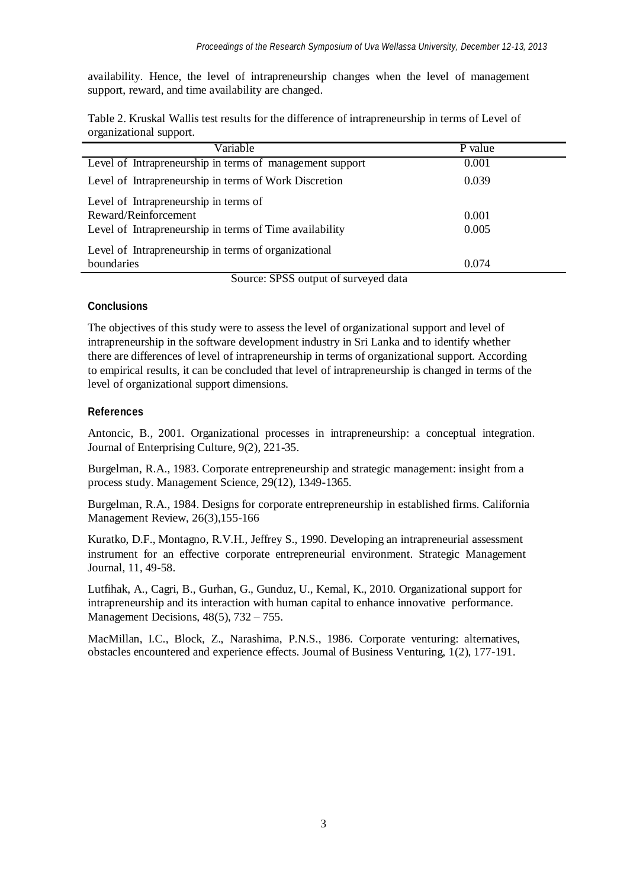availability. Hence, the level of intrapreneurship changes when the level of management support, reward, and time availability are changed.

Table 2. Kruskal Wallis test results for the difference of intrapreneurship in terms of Level of organizational support.

| Variable | P value |
|---|---|
| Level of Intrapreneurship in terms of management support | 0.001 |
| Level of Intrapreneurship in terms of Work Discretion | 0.039 |
| Level of Intrapreneurship in terms of Reward/Reinforcement | 0.001 |
| Level of Intrapreneurship in terms of Time availability | 0.005 |
| Level of Intrapreneurship in terms of organizational boundaries | 0.074 |

Source: SPSS output of surveyed data

## Conclusions

The objectives of this study were to assess the level of organizational support and level of intrapreneurship in the software development industry in Sri Lanka and to identify whether there are differences of level of intrapreneurship in terms of organizational support. According to empirical results, it can be concluded that level of intrapreneurship is changed in terms of the level of organizational support dimensions.

## References

Antoncic, B., 2001. Organizational processes in intrapreneurship: a conceptual integration. Journal of Enterprising Culture, 9(2), 221-35.

Burgelman, R.A., 1983. Corporate entrepreneurship and strategic management: insight from a process study. Management Science, 29(12), 1349-1365.

Burgelman, R.A., 1984. Designs for corporate entrepreneurship in established firms. California Management Review, 26(3),155-166

Kuratko, D.F., Montagno, R.V.H., Jeffrey S., 1990. Developing an intrapreneurial assessment instrument for an effective corporate entrepreneurial environment. Strategic Management Journal, 11, 49-58.

Lutfihak, A., Cagri, B., Gurhan, G., Gunduz, U., Kemal, K., 2010. Organizational support for intrapreneurship and its interaction with human capital to enhance innovative performance. Management Decisions, 48(5), 732 – 755.

MacMillan, I.C., Block, Z., Narashima, P.N.S., 1986. Corporate venturing: alternatives, obstacles encountered and experience effects. Journal of Business Venturing, 1(2), 177-191.